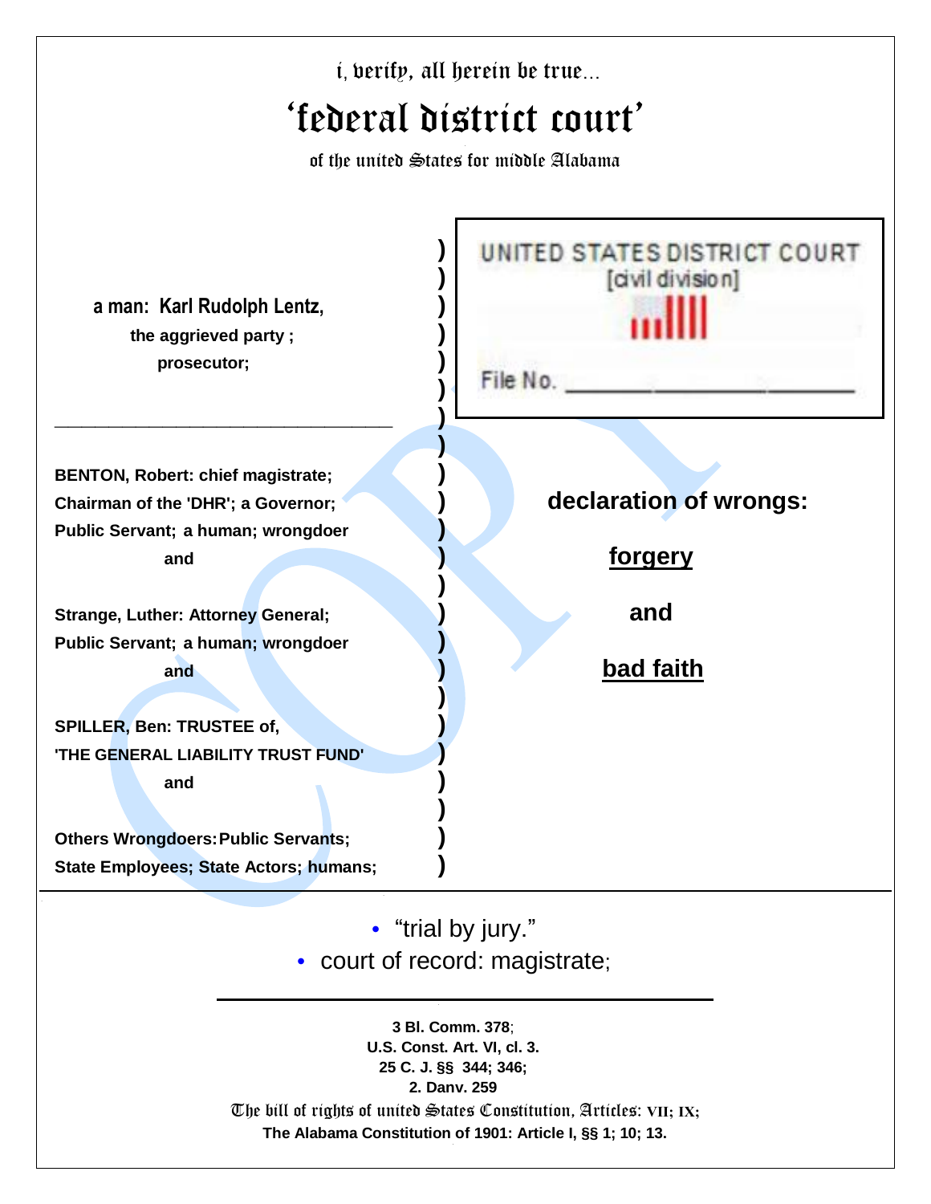i, verify, all herein be true...

# 'federal district court'

of the united States for middle Alabama

**a man: Karl Rudolph Lentz,**
**the aggrieved party ;**
**prosecutor;**

______________________________________

**BENTON, Robert: chief magistrate;**
**Chairman of the 'DHR'; a Governor;**
**Public Servant; a human; wrongdoer**
**and**

**Strange, Luther: Attorney General;**
**Public Servant; a human; wrongdoer**
**and**

**SPILLER, Ben: TRUSTEE of,**
**'THE GENERAL LIABILITY TRUST FUND'**
**and**

**Others Wrongdoers: Public Servants;**
**State Employees; State Actors; humans;**

UNITED STATES DISTRICT COURT
[civil division]

File No. ____________________

## declaration of wrongs:

## forgery

## and

## bad faith

- "trial by jury."
- court of record: magistrate;

---

**3 Bl. Comm. 378;**
**U.S. Const. Art. VI, cl. 3.**
**25 C. J. §§ 344; 346;**
**2. Danv. 259**
The bill of rights of united States Constitution, Articles: **VII; IX;**
**The Alabama Constitution of 1901: Article I, §§ 1; 10; 13.**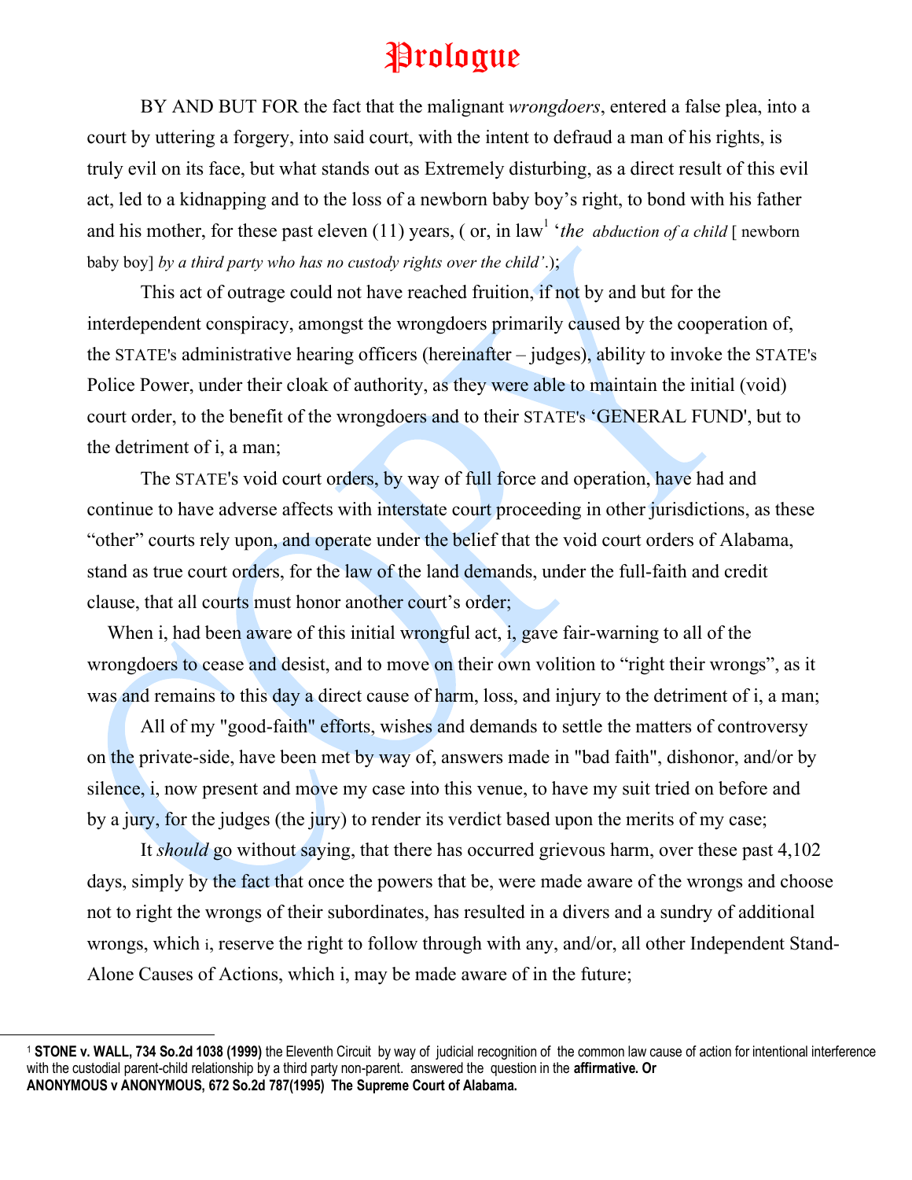# Prologue

BY AND BUT FOR the fact that the malignant *wrongdoers*, entered a false plea, into a court by uttering a forgery, into said court, with the intent to defraud a man of his rights, is truly evil on its face, but what stands out as Extremely disturbing, as a direct result of this evil act, led to a kidnapping and to the loss of a newborn baby boy's right, to bond with his father and his mother, for these past eleven (11) years, ( or, in law[1] '*the abduction of a child* [ newborn baby boy] *by a third party who has no custody rights over the child'*.);

This act of outrage could not have reached fruition, if not by and but for the interdependent conspiracy, amongst the wrongdoers primarily caused by the cooperation of, the STATE's administrative hearing officers (hereinafter – judges), ability to invoke the STATE's Police Power, under their cloak of authority, as they were able to maintain the initial (void) court order, to the benefit of the wrongdoers and to their STATE's 'GENERAL FUND', but to the detriment of i, a man;

The STATE's void court orders, by way of full force and operation, have had and continue to have adverse affects with interstate court proceeding in other jurisdictions, as these "other" courts rely upon, and operate under the belief that the void court orders of Alabama, stand as true court orders, for the law of the land demands, under the full-faith and credit clause, that all courts must honor another court's order;

When i, had been aware of this initial wrongful act, i, gave fair-warning to all of the wrongdoers to cease and desist, and to move on their own volition to "right their wrongs", as it was and remains to this day a direct cause of harm, loss, and injury to the detriment of i, a man;

All of my "good-faith" efforts, wishes and demands to settle the matters of controversy on the private-side, have been met by way of, answers made in "bad faith", dishonor, and/or by silence, i, now present and move my case into this venue, to have my suit tried on before and by a jury, for the judges (the jury) to render its verdict based upon the merits of my case;

It *should* go without saying, that there has occurred grievous harm, over these past 4,102 days, simply by the fact that once the powers that be, were made aware of the wrongs and choose not to right the wrongs of their subordinates, has resulted in a divers and a sundry of additional wrongs, which i, reserve the right to follow through with any, and/or, all other Independent Stand-Alone Causes of Actions, which i, may be made aware of in the future;

---

[1] **STONE v. WALL, 734 So.2d 1038 (1999)** the Eleventh Circuit by way of judicial recognition of the common law cause of action for intentional interference with the custodial parent-child relationship by a third party non-parent. answered the question in the **affirmative. Or ANONYMOUS v ANONYMOUS, 672 So.2d 787(1995) The Supreme Court of Alabama.**